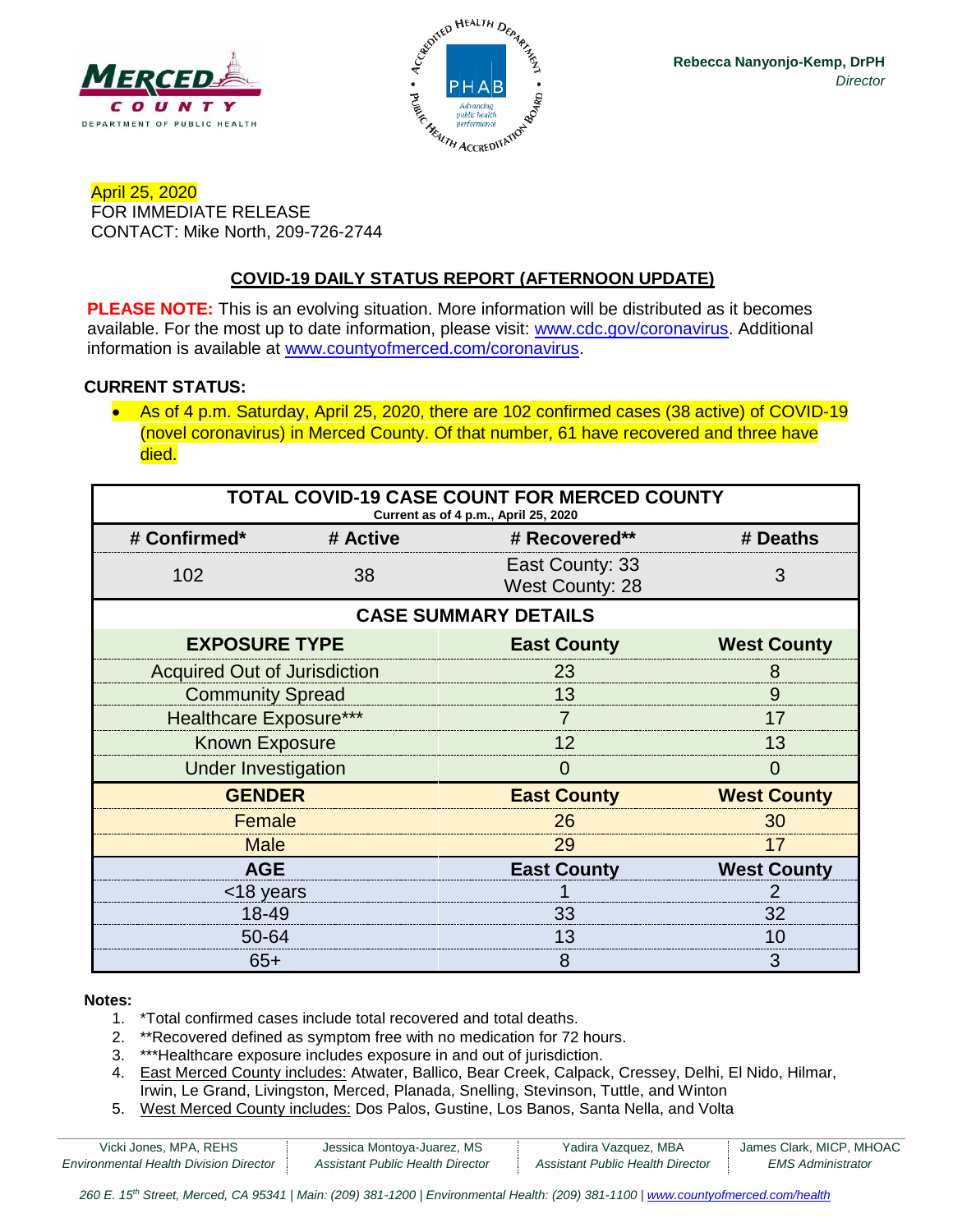Rebecca Nanyonjo-Kemp, DrPH
*Director*

April 25, 2020
FOR IMMEDIATE RELEASE
CONTACT: Mike North, 209-726-2744

## COVID-19 DAILY STATUS REPORT (AFTERNOON UPDATE)

**PLEASE NOTE:** This is an evolving situation. More information will be distributed as it becomes available. For the most up to date information, please visit: www.cdc.gov/coronavirus. Additional information is available at www.countyofmerced.com/coronavirus.

**CURRENT STATUS:**

- As of 4 p.m. Saturday, April 25, 2020, there are 102 confirmed cases (38 active) of COVID-19 (novel coronavirus) in Merced County. Of that number, 61 have recovered and three have died.

| TOTAL COVID-19 CASE COUNT FOR MERCED COUNTY<br>Current as of 4 p.m., April 25, 2020 | | | |
|---|---|---|---|
| **# Confirmed*** | **# Active** | **# Recovered**** | **# Deaths** |
| 102 | 38 | East County: 33<br>West County: 28 | 3 |

| CASE SUMMARY DETAILS | | |
|---|---|---|
| **EXPOSURE TYPE** | **East County** | **West County** |
| Acquired Out of Jurisdiction | 23 | 8 |
| Community Spread | 13 | 9 |
| Healthcare Exposure*** | 7 | 17 |
| Known Exposure | 12 | 13 |
| Under Investigation | 0 | 0 |
| **GENDER** | **East County** | **West County** |
| Female | 26 | 30 |
| Male | 29 | 17 |
| **AGE** | **East County** | **West County** |
| <18 years | 1 | 2 |
| 18-49 | 33 | 32 |
| 50-64 | 13 | 10 |
| 65+ | 8 | 3 |

**Notes:**

1. *Total confirmed cases include total recovered and total deaths.
2. **Recovered defined as symptom free with no medication for 72 hours.
3. ***Healthcare exposure includes exposure in and out of jurisdiction.
4. East Merced County includes: Atwater, Ballico, Bear Creek, Calpack, Cressey, Delhi, El Nido, Hilmar, Irwin, Le Grand, Livingston, Merced, Planada, Snelling, Stevinson, Tuttle, and Winton
5. West Merced County includes: Dos Palos, Gustine, Los Banos, Santa Nella, and Volta

Vicki Jones, MPA, REHS – *Environmental Health Division Director* | Jessica Montoya-Juarez, MS – *Assistant Public Health Director* | Yadira Vazquez, MBA – *Assistant Public Health Director* | James Clark, MICP, MHOAC – *EMS Administrator*

*260 E. 15th Street, Merced, CA 95341 | Main: (209) 381-1200 | Environmental Health: (209) 381-1100 | www.countyofmerced.com/health*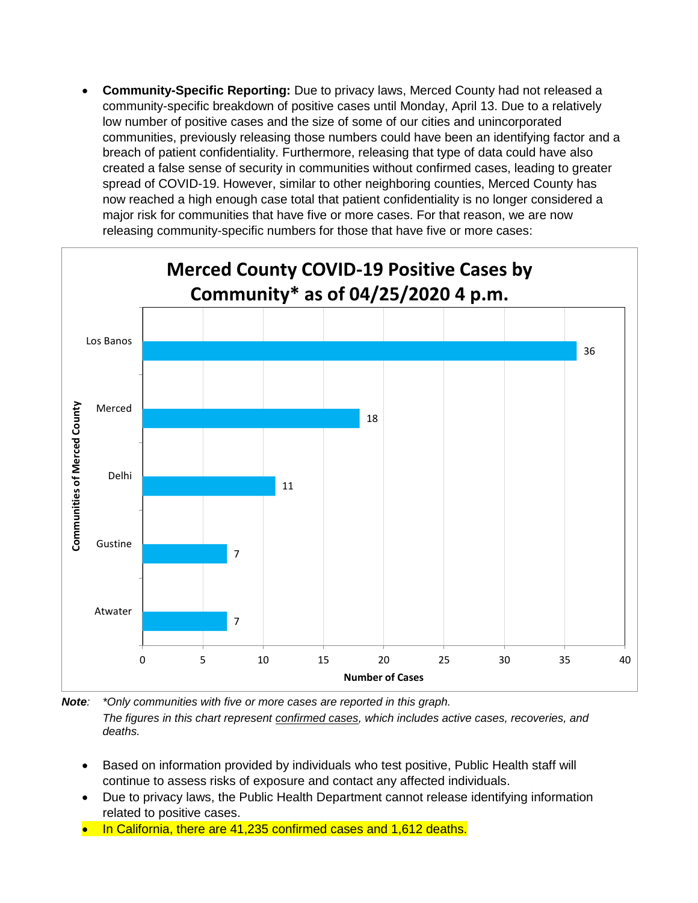- **Community-Specific Reporting:** Due to privacy laws, Merced County had not released a community-specific breakdown of positive cases until Monday, April 13. Due to a relatively low number of positive cases and the size of some of our cities and unincorporated communities, previously releasing those numbers could have been an identifying factor and a breach of patient confidentiality. Furthermore, releasing that type of data could have also created a false sense of security in communities without confirmed cases, leading to greater spread of COVID-19. However, similar to other neighboring counties, Merced County has now reached a high enough case total that patient confidentiality is no longer considered a major risk for communities that have five or more cases. For that reason, we are now releasing community-specific numbers for those that have five or more cases:

**Merced County COVID-19 Positive Cases by Community* as of 04/25/2020 4 p.m.**

| Communities of Merced County | Number of Cases |
| --- | --- |
| Los Banos | 36 |
| Merced | 18 |
| Delhi | 11 |
| Gustine | 7 |
| Atwater | 7 |

***Note**: *Only communities with five or more cases are reported in this graph.*
*The figures in this chart represent confirmed cases, which includes active cases, recoveries, and deaths.*

- Based on information provided by individuals who test positive, Public Health staff will continue to assess risks of exposure and contact any affected individuals.
- Due to privacy laws, the Public Health Department cannot release identifying information related to positive cases.
- In California, there are 41,235 confirmed cases and 1,612 deaths.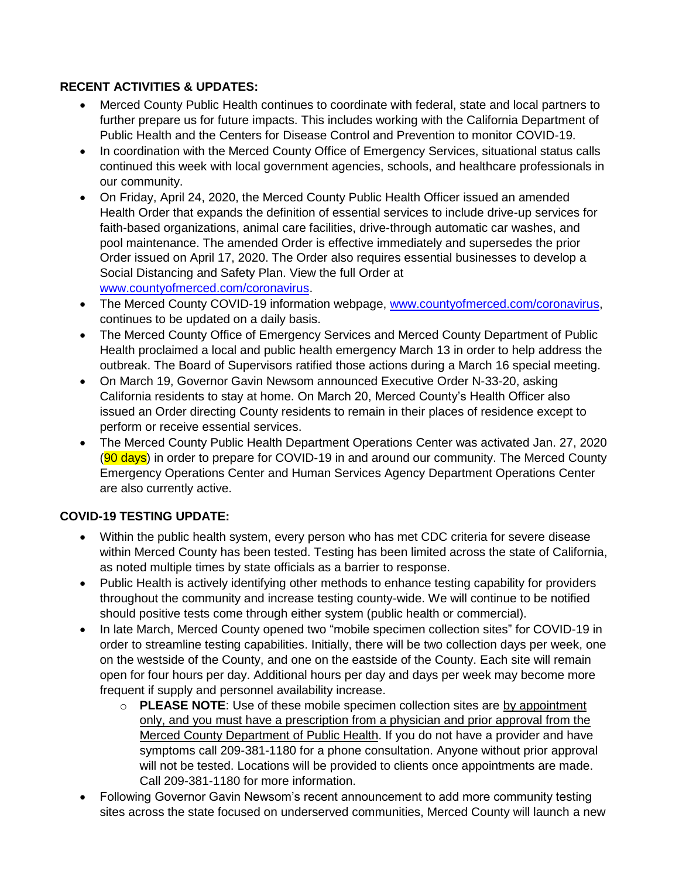**RECENT ACTIVITIES & UPDATES:**

- Merced County Public Health continues to coordinate with federal, state and local partners to further prepare us for future impacts. This includes working with the California Department of Public Health and the Centers for Disease Control and Prevention to monitor COVID-19.
- In coordination with the Merced County Office of Emergency Services, situational status calls continued this week with local government agencies, schools, and healthcare professionals in our community.
- On Friday, April 24, 2020, the Merced County Public Health Officer issued an amended Health Order that expands the definition of essential services to include drive-up services for faith-based organizations, animal care facilities, drive-through automatic car washes, and pool maintenance. The amended Order is effective immediately and supersedes the prior Order issued on April 17, 2020. The Order also requires essential businesses to develop a Social Distancing and Safety Plan. View the full Order at www.countyofmerced.com/coronavirus.
- The Merced County COVID-19 information webpage, www.countyofmerced.com/coronavirus, continues to be updated on a daily basis.
- The Merced County Office of Emergency Services and Merced County Department of Public Health proclaimed a local and public health emergency March 13 in order to help address the outbreak. The Board of Supervisors ratified those actions during a March 16 special meeting.
- On March 19, Governor Gavin Newsom announced Executive Order N-33-20, asking California residents to stay at home. On March 20, Merced County's Health Officer also issued an Order directing County residents to remain in their places of residence except to perform or receive essential services.
- The Merced County Public Health Department Operations Center was activated Jan. 27, 2020 (90 days) in order to prepare for COVID-19 in and around our community. The Merced County Emergency Operations Center and Human Services Agency Department Operations Center are also currently active.

**COVID-19 TESTING UPDATE:**

- Within the public health system, every person who has met CDC criteria for severe disease within Merced County has been tested. Testing has been limited across the state of California, as noted multiple times by state officials as a barrier to response.
- Public Health is actively identifying other methods to enhance testing capability for providers throughout the community and increase testing county-wide. We will continue to be notified should positive tests come through either system (public health or commercial).
- In late March, Merced County opened two "mobile specimen collection sites" for COVID-19 in order to streamline testing capabilities. Initially, there will be two collection days per week, one on the westside of the County, and one on the eastside of the County. Each site will remain open for four hours per day. Additional hours per day and days per week may become more frequent if supply and personnel availability increase.
  - **PLEASE NOTE**: Use of these mobile specimen collection sites are by appointment only, and you must have a prescription from a physician and prior approval from the Merced County Department of Public Health. If you do not have a provider and have symptoms call 209-381-1180 for a phone consultation. Anyone without prior approval will not be tested. Locations will be provided to clients once appointments are made. Call 209-381-1180 for more information.
- Following Governor Gavin Newsom's recent announcement to add more community testing sites across the state focused on underserved communities, Merced County will launch a new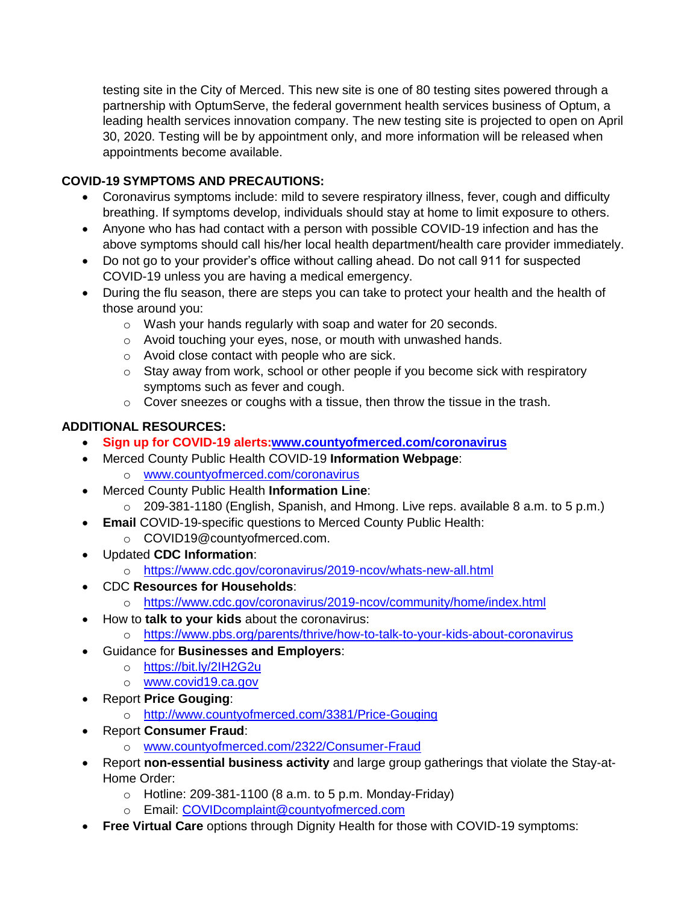testing site in the City of Merced. This new site is one of 80 testing sites powered through a partnership with OptumServe, the federal government health services business of Optum, a leading health services innovation company. The new testing site is projected to open on April 30, 2020. Testing will be by appointment only, and more information will be released when appointments become available.

**COVID-19 SYMPTOMS AND PRECAUTIONS:**

- Coronavirus symptoms include: mild to severe respiratory illness, fever, cough and difficulty breathing. If symptoms develop, individuals should stay at home to limit exposure to others.
- Anyone who has had contact with a person with possible COVID-19 infection and has the above symptoms should call his/her local health department/health care provider immediately.
- Do not go to your provider's office without calling ahead. Do not call 911 for suspected COVID-19 unless you are having a medical emergency.
- During the flu season, there are steps you can take to protect your health and the health of those around you:
  - Wash your hands regularly with soap and water for 20 seconds.
  - Avoid touching your eyes, nose, or mouth with unwashed hands.
  - Avoid close contact with people who are sick.
  - Stay away from work, school or other people if you become sick with respiratory symptoms such as fever and cough.
  - Cover sneezes or coughs with a tissue, then throw the tissue in the trash.

**ADDITIONAL RESOURCES:**

- **Sign up for COVID-19 alerts:[www.countyofmerced.com/coronavirus](http://www.countyofmerced.com/coronavirus)**
- Merced County Public Health COVID-19 **Information Webpage**:
  - [www.countyofmerced.com/coronavirus](http://www.countyofmerced.com/coronavirus)
- Merced County Public Health **Information Line**:
  - 209-381-1180 (English, Spanish, and Hmong. Live reps. available 8 a.m. to 5 p.m.)
- **Email** COVID-19-specific questions to Merced County Public Health:
  - COVID19@countyofmerced.com.
- Updated **CDC Information**:
  - [https://www.cdc.gov/coronavirus/2019-ncov/whats-new-all.html](https://www.cdc.gov/coronavirus/2019-ncov/whats-new-all.html)
- CDC **Resources for Households**:
  - [https://www.cdc.gov/coronavirus/2019-ncov/community/home/index.html](https://www.cdc.gov/coronavirus/2019-ncov/community/home/index.html)
- How to **talk to your kids** about the coronavirus:
  - [https://www.pbs.org/parents/thrive/how-to-talk-to-your-kids-about-coronavirus](https://www.pbs.org/parents/thrive/how-to-talk-to-your-kids-about-coronavirus)
- Guidance for **Businesses and Employers**:
  - [https://bit.ly/2IH2G2u](https://bit.ly/2IH2G2u)
  - [www.covid19.ca.gov](http://www.covid19.ca.gov)
- Report **Price Gouging**:
  - [http://www.countyofmerced.com/3381/Price-Gouging](http://www.countyofmerced.com/3381/Price-Gouging)
- Report **Consumer Fraud**:
  - [www.countyofmerced.com/2322/Consumer-Fraud](http://www.countyofmerced.com/2322/Consumer-Fraud)
- Report **non-essential business activity** and large group gatherings that violate the Stay-at-Home Order:
  - Hotline: 209-381-1100 (8 a.m. to 5 p.m. Monday-Friday)
  - Email: [COVIDcomplaint@countyofmerced.com](mailto:COVIDcomplaint@countyofmerced.com)
- **Free Virtual Care** options through Dignity Health for those with COVID-19 symptoms: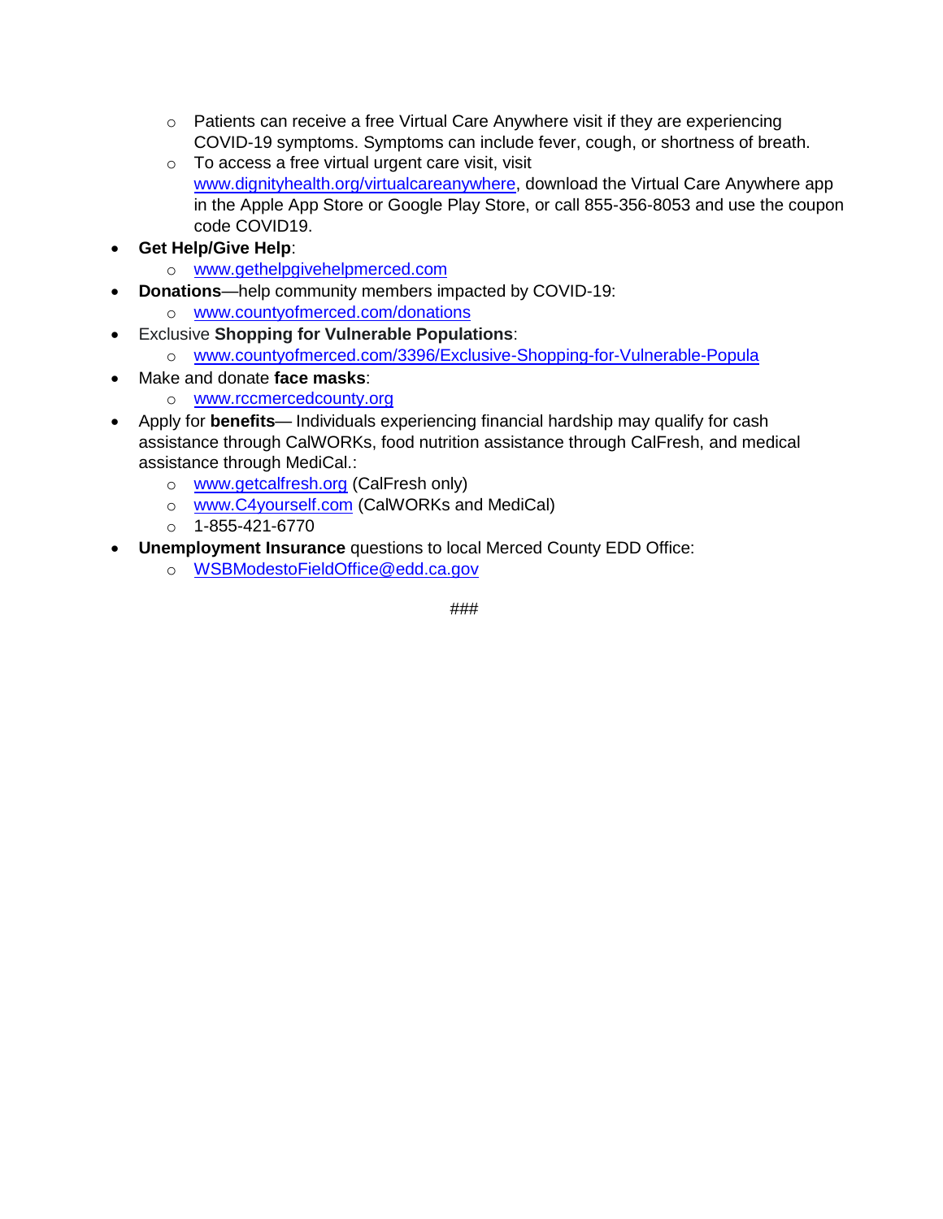- Patients can receive a free Virtual Care Anywhere visit if they are experiencing COVID-19 symptoms. Symptoms can include fever, cough, or shortness of breath.
    - To access a free virtual urgent care visit, visit www.dignityhealth.org/virtualcareanywhere, download the Virtual Care Anywhere app in the Apple App Store or Google Play Store, or call 855-356-8053 and use the coupon code COVID19.
- **Get Help/Give Help**:
    - www.gethelpgivehelpmerced.com
- **Donations**—help community members impacted by COVID-19:
    - www.countyofmerced.com/donations
- Exclusive **Shopping for Vulnerable Populations**:
    - www.countyofmerced.com/3396/Exclusive-Shopping-for-Vulnerable-Popula
- Make and donate **face masks**:
    - www.rccmercedcounty.org
- Apply for **benefits**— Individuals experiencing financial hardship may qualify for cash assistance through CalWORKs, food nutrition assistance through CalFresh, and medical assistance through MediCal.:
    - www.getcalfresh.org (CalFresh only)
    - www.C4yourself.com (CalWORKs and MediCal)
    - 1-855-421-6770
- **Unemployment Insurance** questions to local Merced County EDD Office:
    - WSBModestoFieldOffice@edd.ca.gov

###